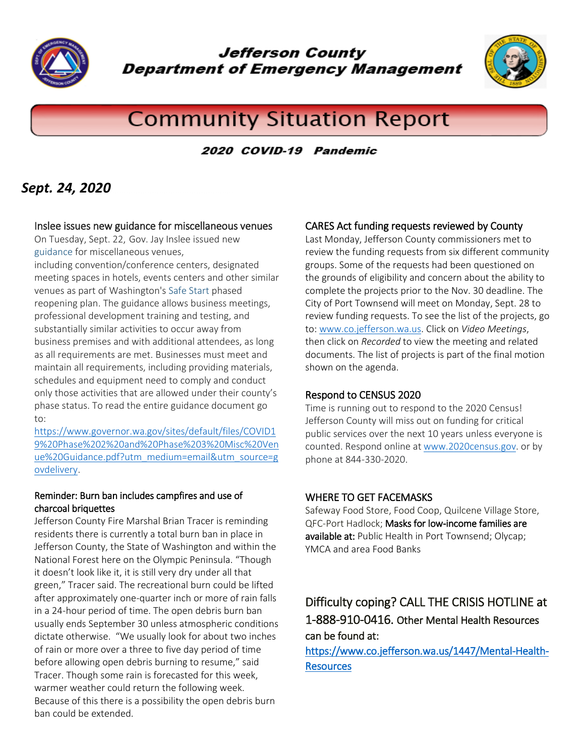# Jefferson County Department of Emergency Management

## Community Situation Report

**2020 COVID-19 Pandemic**

***Sept. 24, 2020***

### Inslee issues new guidance for miscellaneous venues

On Tuesday, Sept. 22, Gov. Jay Inslee issued new guidance for miscellaneous venues, including convention/conference centers, designated meeting spaces in hotels, events centers and other similar venues as part of Washington's Safe Start phased reopening plan. The guidance allows business meetings, professional development training and testing, and substantially similar activities to occur away from business premises and with additional attendees, as long as all requirements are met. Businesses must meet and maintain all requirements, including providing materials, schedules and equipment need to comply and conduct only those activities that are allowed under their county's phase status. To read the entire guidance document go to: https://www.governor.wa.gov/sites/default/files/COVID19%20Phase%202%20and%20Phase%203%20Misc%20Venue%20Guidance.pdf?utm_medium=email&utm_source=govdelivery.

### Reminder: Burn ban includes campfires and use of charcoal briquettes

Jefferson County Fire Marshal Brian Tracer is reminding residents there is currently a total burn ban in place in Jefferson County, the State of Washington and within the National Forest here on the Olympic Peninsula. "Though it doesn't look like it, it is still very dry under all that green," Tracer said. The recreational burn could be lifted after approximately one-quarter inch or more of rain falls in a 24-hour period of time. The open debris burn ban usually ends September 30 unless atmospheric conditions dictate otherwise. "We usually look for about two inches of rain or more over a three to five day period of time before allowing open debris burning to resume," said Tracer. Though some rain is forecasted for this week, warmer weather could return the following week. Because of this there is a possibility the open debris burn ban could be extended.

### CARES Act funding requests reviewed by County

Last Monday, Jefferson County commissioners met to review the funding requests from six different community groups. Some of the requests had been questioned on the grounds of eligibility and concern about the ability to complete the projects prior to the Nov. 30 deadline. The City of Port Townsend will meet on Monday, Sept. 28 to review funding requests. To see the list of the projects, go to: www.co.jefferson.wa.us. Click on *Video Meetings*, then click on *Recorded* to view the meeting and related documents. The list of projects is part of the final motion shown on the agenda.

### Respond to CENSUS 2020

Time is running out to respond to the 2020 Census! Jefferson County will miss out on funding for critical public services over the next 10 years unless everyone is counted. Respond online at www.2020census.gov. or by phone at 844-330-2020.

### WHERE TO GET FACEMASKS

Safeway Food Store, Food Coop, Quilcene Village Store, QFC-Port Hadlock; Masks for low-income families are available at: Public Health in Port Townsend; Olycap; YMCA and area Food Banks

### Difficulty coping? CALL THE CRISIS HOTLINE at 1-888-910-0416. Other Mental Health Resources can be found at: https://www.co.jefferson.wa.us/1447/Mental-Health-Resources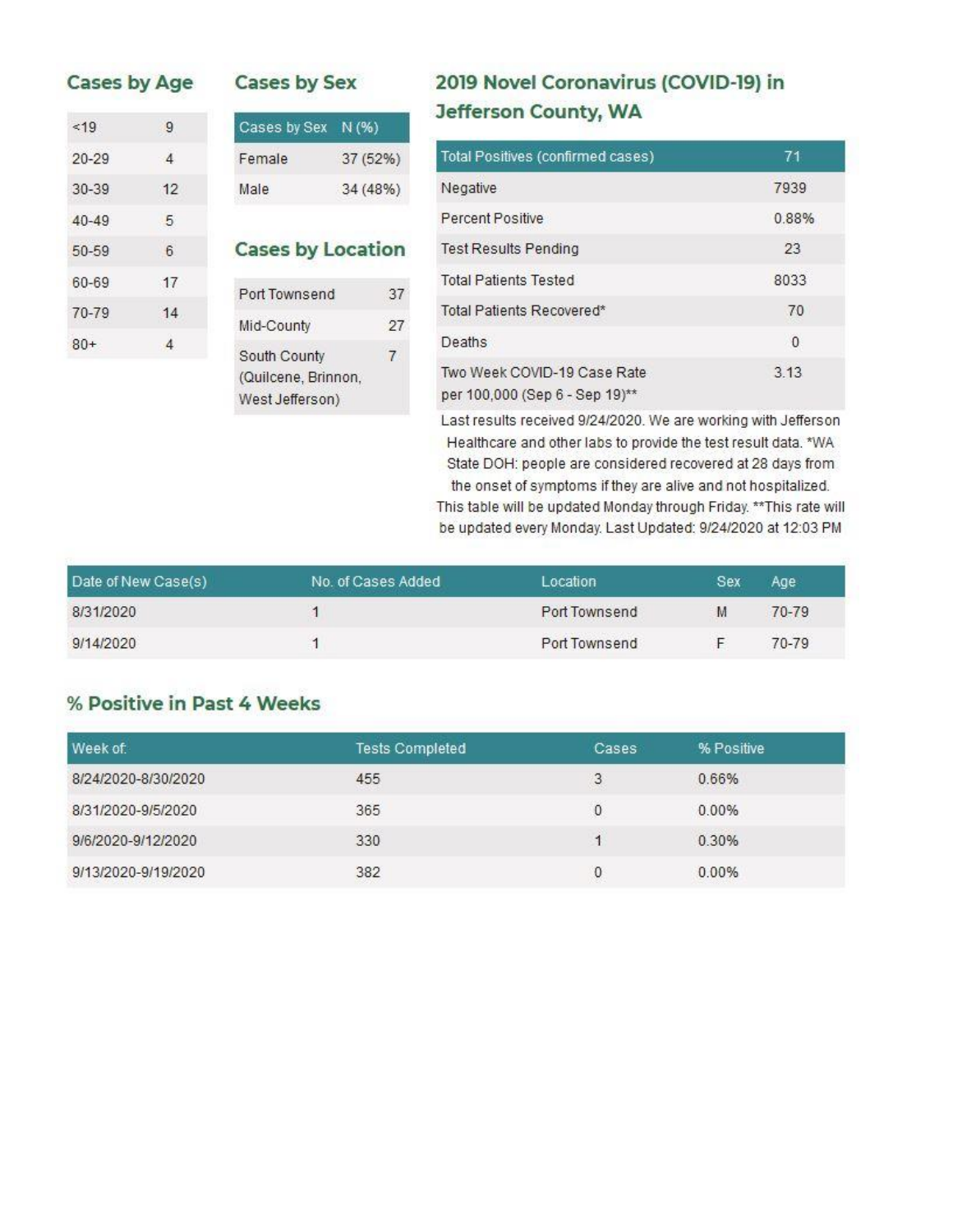## Cases by Age

| | |
|---|---|
| <19 | 9 |
| 20-29 | 4 |
| 30-39 | 12 |
| 40-49 | 5 |
| 50-59 | 6 |
| 60-69 | 17 |
| 70-79 | 14 |
| 80+ | 4 |

## Cases by Sex

| Cases by Sex | N (%) |
|---|---|
| Female | 37 (52%) |
| Male | 34 (48%) |

## Cases by Location

| | |
|---|---|
| Port Townsend | 37 |
| Mid-County | 27 |
| South County (Quilcene, Brinnon, West Jefferson) | 7 |

## 2019 Novel Coronavirus (COVID-19) in Jefferson County, WA

| Total Positives (confirmed cases) | 71 |
|---|---|
| Negative | 7939 |
| Percent Positive | 0.88% |
| Test Results Pending | 23 |
| Total Patients Tested | 8033 |
| Total Patients Recovered* | 70 |
| Deaths | 0 |
| Two Week COVID-19 Case Rate per 100,000 (Sep 6 - Sep 19)** | 3.13 |

Last results received 9/24/2020. We are working with Jefferson Healthcare and other labs to provide the test result data. *WA State DOH: people are considered recovered at 28 days from the onset of symptoms if they are alive and not hospitalized. This table will be updated Monday through Friday. **This rate will be updated every Monday. Last Updated: 9/24/2020 at 12:03 PM

| Date of New Case(s) | No. of Cases Added | Location | Sex | Age |
|---|---|---|---|---|
| 8/31/2020 | 1 | Port Townsend | M | 70-79 |
| 9/14/2020 | 1 | Port Townsend | F | 70-79 |

## % Positive in Past 4 Weeks

| Week of: | Tests Completed | Cases | % Positive |
|---|---|---|---|
| 8/24/2020-8/30/2020 | 455 | 3 | 0.66% |
| 8/31/2020-9/5/2020 | 365 | 0 | 0.00% |
| 9/6/2020-9/12/2020 | 330 | 1 | 0.30% |
| 9/13/2020-9/19/2020 | 382 | 0 | 0.00% |